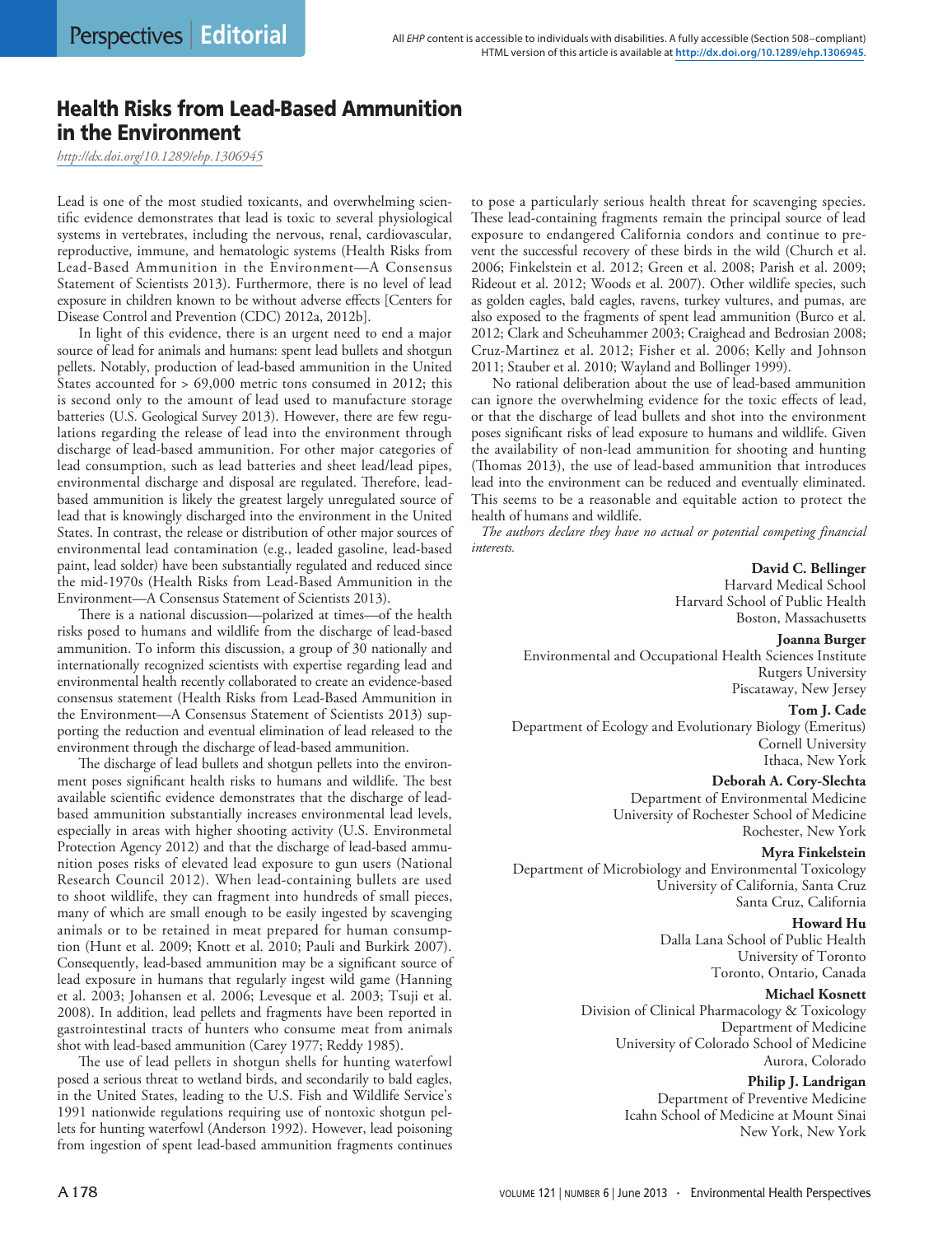Perspectives | Editorial

All *EHP* content is accessible to individuals with disabilities. A fully accessible (Section 508–compliant) HTML version of this article is available at http://dx.doi.org/10.1289/ehp.1306945.

# Health Risks from Lead-Based Ammunition in the Environment

*http://dx.doi.org/10.1289/ehp.1306945*

Lead is one of the most studied toxicants, and overwhelming scientific evidence demonstrates that lead is toxic to several physiological systems in vertebrates, including the nervous, renal, cardiovascular, reproductive, immune, and hematologic systems (Health Risks from Lead-Based Ammunition in the Environment—A Consensus Statement of Scientists 2013). Furthermore, there is no level of lead exposure in children known to be without adverse effects [Centers for Disease Control and Prevention (CDC) 2012a, 2012b].

In light of this evidence, there is an urgent need to end a major source of lead for animals and humans: spent lead bullets and shotgun pellets. Notably, production of lead-based ammunition in the United States accounted for > 69,000 metric tons consumed in 2012; this is second only to the amount of lead used to manufacture storage batteries (U.S. Geological Survey 2013). However, there are few regulations regarding the release of lead into the environment through discharge of lead-based ammunition. For other major categories of lead consumption, such as lead batteries and sheet lead/lead pipes, environmental discharge and disposal are regulated. Therefore, lead-based ammunition is likely the greatest largely unregulated source of lead that is knowingly discharged into the environment in the United States. In contrast, the release or distribution of other major sources of environmental lead contamination (e.g., leaded gasoline, lead-based paint, lead solder) have been substantially regulated and reduced since the mid-1970s (Health Risks from Lead-Based Ammunition in the Environment—A Consensus Statement of Scientists 2013).

There is a national discussion—polarized at times—of the health risks posed to humans and wildlife from the discharge of lead-based ammunition. To inform this discussion, a group of 30 nationally and internationally recognized scientists with expertise regarding lead and environmental health recently collaborated to create an evidence-based consensus statement (Health Risks from Lead-Based Ammunition in the Environment—A Consensus Statement of Scientists 2013) supporting the reduction and eventual elimination of lead released to the environment through the discharge of lead-based ammunition.

The discharge of lead bullets and shotgun pellets into the environment poses significant health risks to humans and wildlife. The best available scientific evidence demonstrates that the discharge of lead-based ammunition substantially increases environmental lead levels, especially in areas with higher shooting activity (U.S. Environmental Protection Agency 2012) and that the discharge of lead-based ammunition poses risks of elevated lead exposure to gun users (National Research Council 2012). When lead-containing bullets are used to shoot wildlife, they can fragment into hundreds of small pieces, many of which are small enough to be easily ingested by scavenging animals or to be retained in meat prepared for human consumption (Hunt et al. 2009; Knott et al. 2010; Pauli and Burkirk 2007). Consequently, lead-based ammunition may be a significant source of lead exposure in humans that regularly ingest wild game (Hanning et al. 2003; Johansen et al. 2006; Levesque et al. 2003; Tsuji et al. 2008). In addition, lead pellets and fragments have been reported in gastrointestinal tracts of hunters who consume meat from animals shot with lead-based ammunition (Carey 1977; Reddy 1985).

The use of lead pellets in shotgun shells for hunting waterfowl posed a serious threat to wetland birds, and secondarily to bald eagles, in the United States, leading to the U.S. Fish and Wildlife Service's 1991 nationwide regulations requiring use of nontoxic shotgun pellets for hunting waterfowl (Anderson 1992). However, lead poisoning from ingestion of spent lead-based ammunition fragments continues to pose a particularly serious health threat for scavenging species. These lead-containing fragments remain the principal source of lead exposure to endangered California condors and continue to prevent the successful recovery of these birds in the wild (Church et al. 2006; Finkelstein et al. 2012; Green et al. 2008; Parish et al. 2009; Rideout et al. 2012; Woods et al. 2007). Other wildlife species, such as golden eagles, bald eagles, ravens, turkey vultures, and pumas, are also exposed to the fragments of spent lead ammunition (Burco et al. 2012; Clark and Scheuhammer 2003; Craighead and Bedrosian 2008; Cruz-Martinez et al. 2012; Fisher et al. 2006; Kelly and Johnson 2011; Stauber et al. 2010; Wayland and Bollinger 1999).

No rational deliberation about the use of lead-based ammunition can ignore the overwhelming evidence for the toxic effects of lead, or that the discharge of lead bullets and shot into the environment poses significant risks of lead exposure to humans and wildlife. Given the availability of non-lead ammunition for shooting and hunting (Thomas 2013), the use of lead-based ammunition that introduces lead into the environment can be reduced and eventually eliminated. This seems to be a reasonable and equitable action to protect the health of humans and wildlife.

*The authors declare they have no actual or potential competing financial interests.*

**David C. Bellinger**
Harvard Medical School
Harvard School of Public Health
Boston, Massachusetts

**Joanna Burger**
Environmental and Occupational Health Sciences Institute
Rutgers University
Piscataway, New Jersey

**Tom J. Cade**
Department of Ecology and Evolutionary Biology (Emeritus)
Cornell University
Ithaca, New York

**Deborah A. Cory-Slechta**
Department of Environmental Medicine
University of Rochester School of Medicine
Rochester, New York

**Myra Finkelstein**
Department of Microbiology and Environmental Toxicology
University of California, Santa Cruz
Santa Cruz, California

**Howard Hu**
Dalla Lana School of Public Health
University of Toronto
Toronto, Ontario, Canada

**Michael Kosnett**
Division of Clinical Pharmacology & Toxicology
Department of Medicine
University of Colorado School of Medicine
Aurora, Colorado

**Philip J. Landrigan**
Department of Preventive Medicine
Icahn School of Medicine at Mount Sinai
New York, New York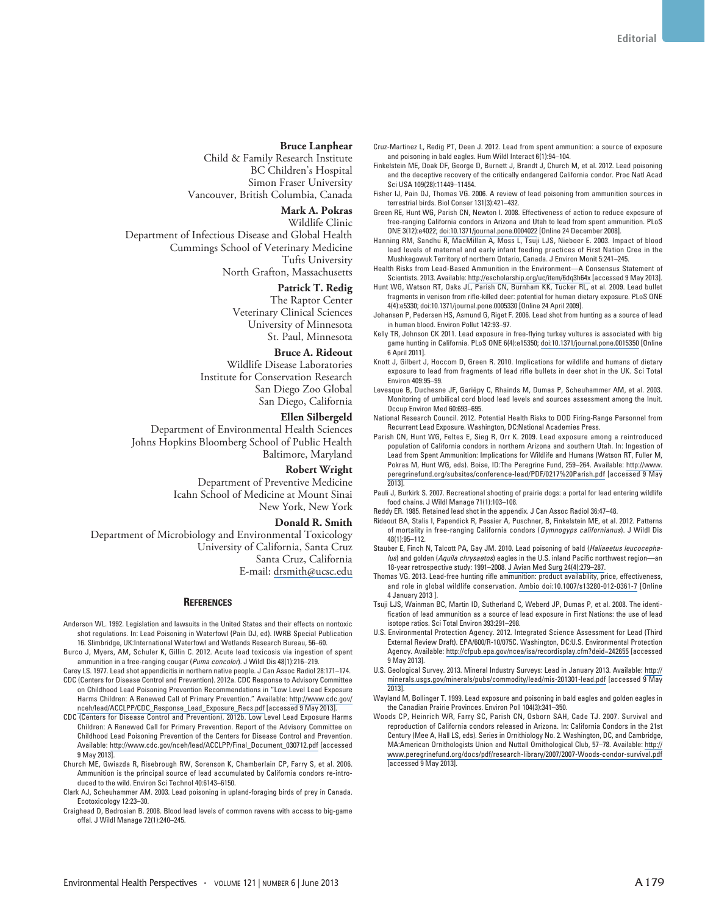**Bruce Lanphear**
Child & Family Research Institute
BC Children's Hospital
Simon Fraser University
Vancouver, British Columbia, Canada

**Mark A. Pokras**
Wildlife Clinic
Department of Infectious Disease and Global Health
Cummings School of Veterinary Medicine
Tufts University
North Grafton, Massachusetts

**Patrick T. Redig**
The Raptor Center
Veterinary Clinical Sciences
University of Minnesota
St. Paul, Minnesota

**Bruce A. Rideout**
Wildlife Disease Laboratories
Institute for Conservation Research
San Diego Zoo Global
San Diego, California

**Ellen Silbergeld**
Department of Environmental Health Sciences
Johns Hopkins Bloomberg School of Public Health
Baltimore, Maryland

**Robert Wright**
Department of Preventive Medicine
Icahn School of Medicine at Mount Sinai
New York, New York

**Donald R. Smith**
Department of Microbiology and Environmental Toxicology
University of California, Santa Cruz
Santa Cruz, California
E-mail: drsmith@ucsc.edu

## References

Anderson WL. 1992. Legislation and lawsuits in the United States and their effects on nontoxic shot regulations. In: Lead Poisoning in Waterfowl (Pain DJ, ed). IWRB Special Publication 16. Slimbridge, UK:International Waterfowl and Wetlands Research Bureau, 56–60.

Burco J, Myers, AM, Schuler K, Gillin C. 2012. Acute lead toxicosis via ingestion of spent ammunition in a free-ranging cougar (*Puma concolor*). J Wildl Dis 48(1):216–219.

Carey LS. 1977. Lead shot appendicitis in northern native people. J Can Assoc Radiol 28:171–174.

CDC (Centers for Disease Control and Prevention). 2012a. CDC Response to Advisory Committee on Childhood Lead Poisoning Prevention Recommendations in "Low Level Lead Exposure Harms Children: A Renewed Call of Primary Prevention." Available: http://www.cdc.gov/nceh/lead/ACCLPP/CDC_Response_Lead_Exposure_Recs.pdf [accessed 9 May 2013].

CDC (Centers for Disease Control and Prevention). 2012b. Low Level Lead Exposure Harms Children: A Renewed Call for Primary Prevention. Report of the Advisory Committee on Childhood Lead Poisoning Prevention of the Centers for Disease Control and Prevention. Available: http://www.cdc.gov/nceh/lead/ACCLPP/Final_Document_030712.pdf [accessed 9 May 2013].

Church ME, Gwiazda R, Risebrough RW, Sorenson K, Chamberlain CP, Farry S, et al. 2006. Ammunition is the principal source of lead accumulated by California condors re-introduced to the wild. Environ Sci Technol 40:6143–6150.

Clark AJ, Scheuhammer AM. 2003. Lead poisoning in upland-foraging birds of prey in Canada. Ecotoxicology 12:23–30.

Craighead D, Bedrosian B. 2008. Blood lead levels of common ravens with access to big-game offal. J Wildl Manage 72(1):240–245.

Cruz-Martinez L, Redig PT, Deen J. 2012. Lead from spent ammunition: a source of exposure and poisoning in bald eagles. Hum Wildl Interact 6(1):94–104.

Finkelstein ME, Doak DF, George D, Burnett J, Brandt J, Church M, et al. 2012. Lead poisoning and the deceptive recovery of the critically endangered California condor. Proc Natl Acad Sci USA 109(28):11449–11454.

Fisher IJ, Pain DJ, Thomas VG. 2006. A review of lead poisoning from ammunition sources in terrestrial birds. Biol Conser 131(3):421–432.

Green RE, Hunt WG, Parish CN, Newton I. 2008. Effectiveness of action to reduce exposure of free-ranging California condors in Arizona and Utah to lead from spent ammunition. PLoS ONE 3(12):e4022; doi:10.1371/journal.pone.0004022 [Online 24 December 2008].

Hanning RM, Sandhu R, MacMillan A, Moss L, Tsuji LJS, Nieboer E. 2003. Impact of blood lead levels of maternal and early infant feeding practices of First Nation Cree in the Mushkegowuk Territory of northern Ontario, Canada. J Environ Monit 5:241–245.

Health Risks from Lead-Based Ammunition in the Environment—A Consensus Statement of Scientists. 2013. Available: http://escholarship.org/uc/item/6dq3h64x [accessed 9 May 2013].

Hunt WG, Watson RT, Oaks JL, Parish CN, Burnham KK, Tucker RL, et al. 2009. Lead bullet fragments in venison from rifle-killed deer: potential for human dietary exposure. PLoS ONE 4(4):e5330; doi:10.1371/journal.pone.0005330 [Online 24 April 2009].

Johansen P, Pedersen HS, Asmund G, Riget F. 2006. Lead shot from hunting as a source of lead in human blood. Environ Pollut 142:93–97.

Kelly TR, Johnson CK 2011. Lead exposure in free-flying turkey vultures is associated with big game hunting in California. PLoS ONE 6(4):e15350; doi:10.1371/journal.pone.0015350 [Online 6 April 2011].

Knott J, Gilbert J, Hoccom D, Green R. 2010. Implications for wildlife and humans of dietary exposure to lead from fragments of lead rifle bullets in deer shot in the UK. Sci Total Environ 409:95–99.

Levesque B, Duchesne JF, Gariépy C, Rhainds M, Dumas P, Scheuhammer AM, et al. 2003. Monitoring of umbilical cord blood lead levels and sources assessment among the Inuit. Occup Environ Med 60:693–695.

National Research Council. 2012. Potential Health Risks to DOD Firing-Range Personnel from Recurrent Lead Exposure. Washington, DC:National Academies Press.

Parish CN, Hunt WG, Feltes E, Sieg R, Orr K. 2009. Lead exposure among a reintroduced population of California condors in northern Arizona and southern Utah. In: Ingestion of Lead from Spent Ammunition: Implications for Wildlife and Humans (Watson RT, Fuller M, Pokras M, Hunt WG, eds). Boise, ID:The Peregrine Fund, 259–264. Available: http://www.peregrinefund.org/subsites/conference-lead/PDF/0217%20Parish.pdf [accessed 9 May 2013].

Pauli J, Burkirk S. 2007. Recreational shooting of prairie dogs: a portal for lead entering wildlife food chains. J Wildl Manage 71(1):103–108.

Reddy ER. 1985. Retained lead shot in the appendix. J Can Assoc Radiol 36:47–48.

Rideout BA, Stalis I, Papendick R, Pessier A, Puschner, B, Finkelstein ME, et al. 2012. Patterns of mortality in free-ranging California condors (*Gymnogyps californianus*). J Wildl Dis 48(1):95–112.

Stauber E, Finch N, Talcott PA, Gay JM. 2010. Lead poisoning of bald (*Haliaeetus leucocephalus*) and golden (*Aquila chrysaetos*) eagles in the U.S. inland Pacific northwest region—an 18-year retrospective study: 1991–2008. J Avian Med Surg 24(4):279–287.

Thomas VG. 2013. Lead-free hunting rifle ammunition: product availability, price, effectiveness, and role in global wildlife conservation. Ambio doi:10.1007/s13280-012-0361-7 [Online 4 January 2013 ].

Tsuji LJS, Wainman BC, Martin ID, Sutherland C, Weberd JP, Dumas P, et al. 2008. The identification of lead ammunition as a source of lead exposure in First Nations: the use of lead isotope ratios. Sci Total Environ 393:291–298.

U.S. Environmental Protection Agency. 2012. Integrated Science Assessment for Lead (Third External Review Draft). EPA/600/R-10/075C. Washington, DC:U.S. Environmental Protection Agency. Available: http://cfpub.epa.gov/ncea/isa/recordisplay.cfm?deid=242655 [accessed 9 May 2013].

U.S. Geological Survey. 2013. Mineral Industry Surveys: Lead in January 2013. Available: http://minerals.usgs.gov/minerals/pubs/commodity/lead/mis-201301-lead.pdf [accessed 9 May 2013].

Wayland M, Bollinger T. 1999. Lead exposure and poisoning in bald eagles and golden eagles in the Canadian Prairie Provinces. Environ Poll 104(3):341–350.

Woods CP, Heinrich WR, Farry SC, Parish CN, Osborn SAH, Cade TJ. 2007. Survival and reproduction of California condors released in Arizona. In: California Condors in the 21st Century (Mee A, Hall LS, eds). Series in Ornithiology No. 2. Washington, DC, and Cambridge, MA:American Ornithologists Union and Nuttall Ornithological Club, 57–78. Available: http://www.peregrinefund.org/docs/pdf/research-library/2007/2007-Woods-condor-survival.pdf [accessed 9 May 2013].